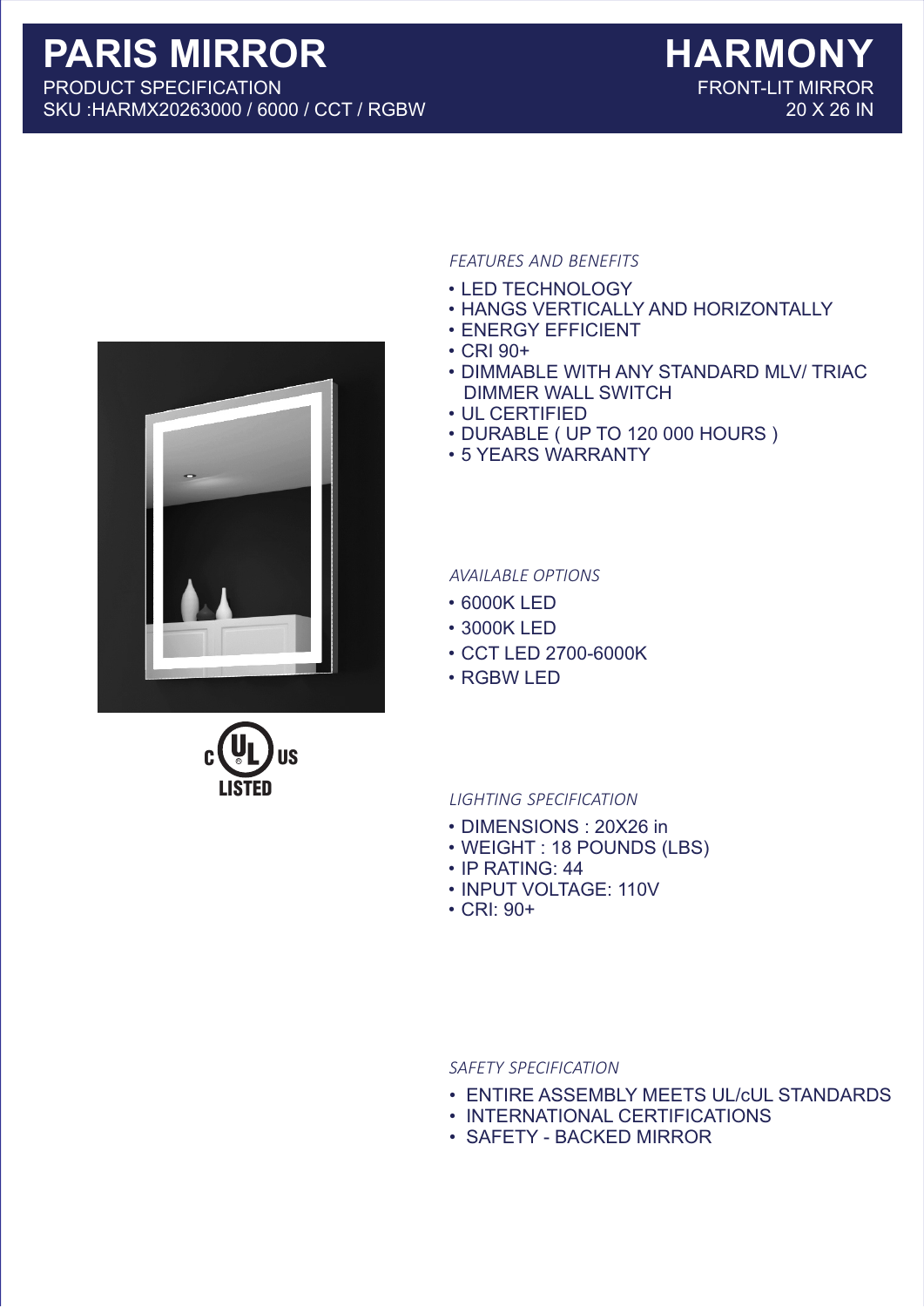# PARIS MIRROR

PRODUCT SPECIFICATION
SKU :HARMX20263000 / 6000 / CCT / RGBW

# HARMONY

FRONT-LIT MIRROR
20 X 26 IN

c UL US LISTED

*FEATURES AND BENEFITS*

- LED TECHNOLOGY
- HANGS VERTICALLY AND HORIZONTALLY
- ENERGY EFFICIENT
- CRI 90+
- DIMMABLE WITH ANY STANDARD MLV/ TRIAC DIMMER WALL SWITCH
- UL CERTIFIED
- DURABLE ( UP TO 120 000 HOURS )
- 5 YEARS WARRANTY

*AVAILABLE OPTIONS*

- 6000K LED
- 3000K LED
- CCT LED 2700-6000K
- RGBW LED

*LIGHTING SPECIFICATION*

- DIMENSIONS : 20X26 in
- WEIGHT : 18 POUNDS (LBS)
- IP RATING: 44
- INPUT VOLTAGE: 110V
- CRI: 90+

*SAFETY SPECIFICATION*

- ENTIRE ASSEMBLY MEETS UL/cUL STANDARDS
- INTERNATIONAL CERTIFICATIONS
- SAFETY - BACKED MIRROR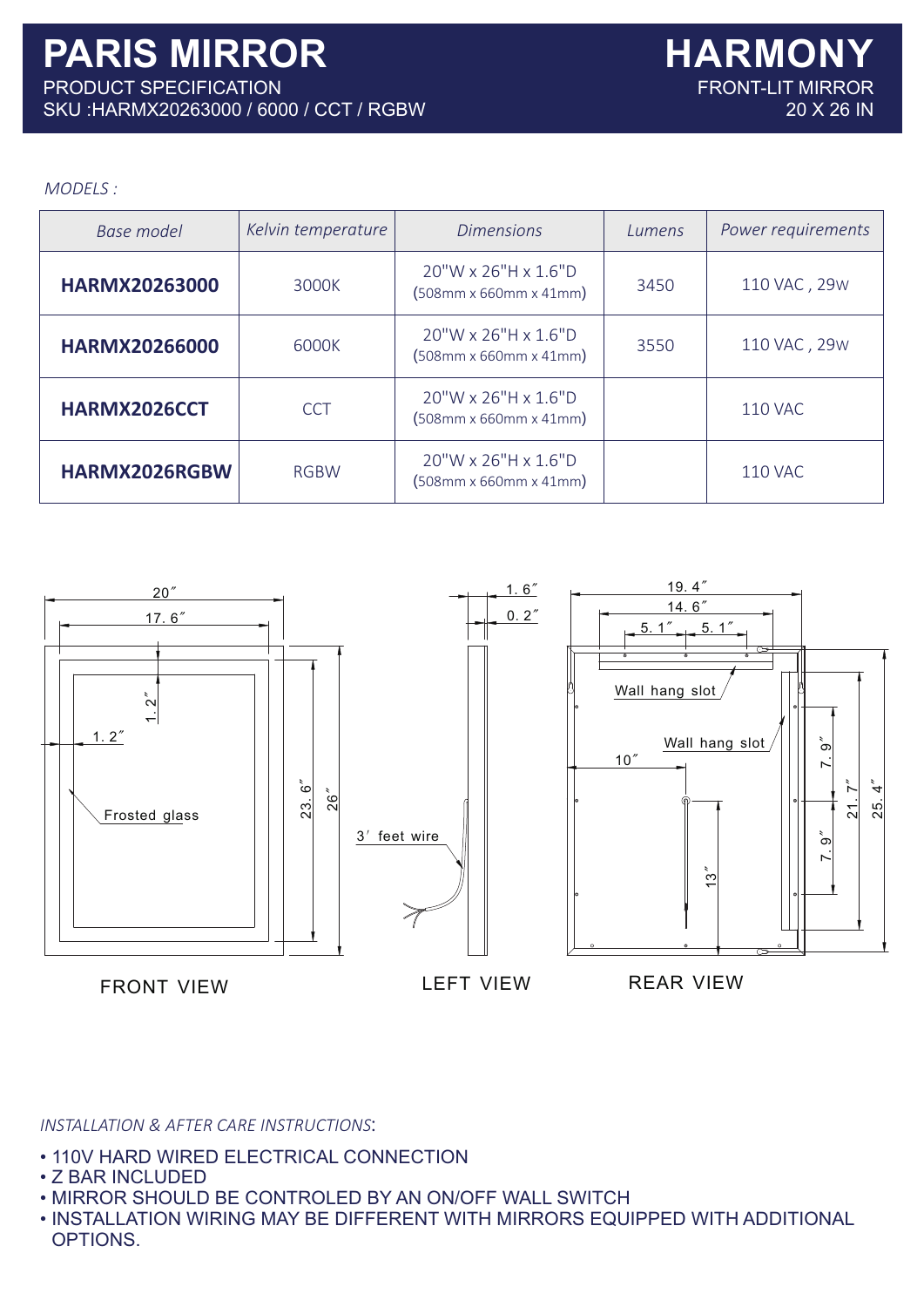# PARIS MIRROR

PRODUCT SPECIFICATION
SKU :HARMX20263000 / 6000 / CCT / RGBW

# HARMONY

FRONT-LIT MIRROR
20 X 26 IN

*MODELS :*

| Base model | Kelvin temperature | Dimensions | Lumens | Power requirements |
|---|---|---|---|---|
| **HARMX20263000** | 3000K | 20"W x 26"H x 1.6"D (508mm x 660mm x 41mm) | 3450 | 110 VAC , 29w |
| **HARMX20266000** | 6000K | 20"W x 26"H x 1.6"D (508mm x 660mm x 41mm) | 3550 | 110 VAC , 29w |
| **HARMX2026CCT** | CCT | 20"W x 26"H x 1.6"D (508mm x 660mm x 41mm) | | 110 VAC |
| **HARMX2026RGBW** | RGBW | 20"W x 26"H x 1.6"D (508mm x 660mm x 41mm) | | 110 VAC |

20″ 17. 6″ 1. 2″ 1. 2″ Frosted glass 23. 6″ 26″

FRONT VIEW

1. 6″ 0. 2″ 3′ feet wire

LEFT VIEW

19. 4″ 14. 6″ 5. 1″ 5. 1″ Wall hang slot Wall hang slot 10″ 13″ 7. 9″ 7. 9″ 21. 7″ 25. 4″

REAR VIEW

*INSTALLATION & AFTER CARE INSTRUCTIONS*:

- 110V HARD WIRED ELECTRICAL CONNECTION
- Z BAR INCLUDED
- MIRROR SHOULD BE CONTROLED BY AN ON/OFF WALL SWITCH
- INSTALLATION WIRING MAY BE DIFFERENT WITH MIRRORS EQUIPPED WITH ADDITIONAL OPTIONS.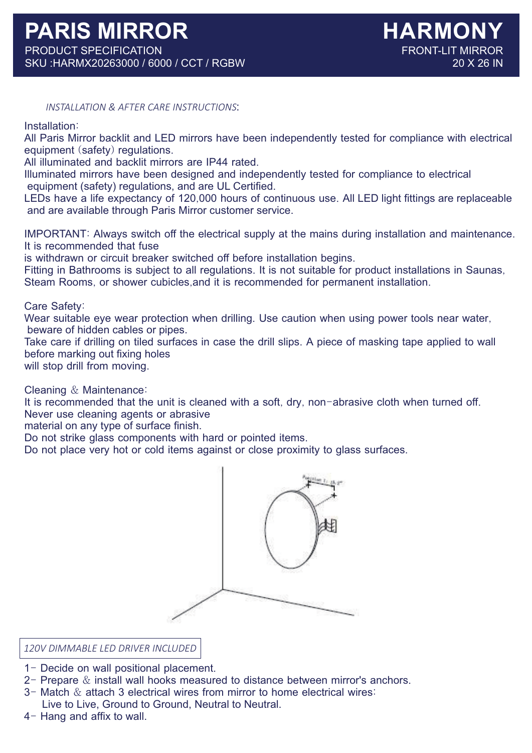# PARIS MIRROR

PRODUCT SPECIFICATION
SKU :HARMX20263000 / 6000 / CCT / RGBW

# HARMONY

FRONT-LIT MIRROR
20 X 26 IN

*INSTALLATION & AFTER CARE INSTRUCTIONS*:

Installation:
All Paris Mirror backlit and LED mirrors have been independently tested for compliance with electrical equipment (safety) regulations.
All illuminated and backlit mirrors are IP44 rated.
Illuminated mirrors have been designed and independently tested for compliance to electrical equipment (safety) regulations, and are UL Certified.
LEDs have a life expectancy of 120,000 hours of continuous use. All LED light fittings are replaceable and are available through Paris Mirror customer service.

IMPORTANT: Always switch off the electrical supply at the mains during installation and maintenance. It is recommended that fuse
is withdrawn or circuit breaker switched off before installation begins.
Fitting in Bathrooms is subject to all regulations. It is not suitable for product installations in Saunas, Steam Rooms, or shower cubicles,and it is recommended for permanent installation.

Care Safety:
Wear suitable eye wear protection when drilling. Use caution when using power tools near water, beware of hidden cables or pipes.
Take care if drilling on tiled surfaces in case the drill slips. A piece of masking tape applied to wall before marking out fixing holes
will stop drill from moving.

Cleaning & Maintenance:
It is recommended that the unit is cleaned with a soft, dry, non-abrasive cloth when turned off.
Never use cleaning agents or abrasive
material on any type of surface finish.
Do not strike glass components with hard or pointed items.
Do not place very hot or cold items against or close proximity to glass surfaces.

*120V DIMMABLE LED DRIVER INCLUDED*

1- Decide on wall positional placement.
2- Prepare & install wall hooks measured to distance between mirror's anchors.
3- Match & attach 3 electrical wires from mirror to home electrical wires:
   Live to Live, Ground to Ground, Neutral to Neutral.
4- Hang and affix to wall.